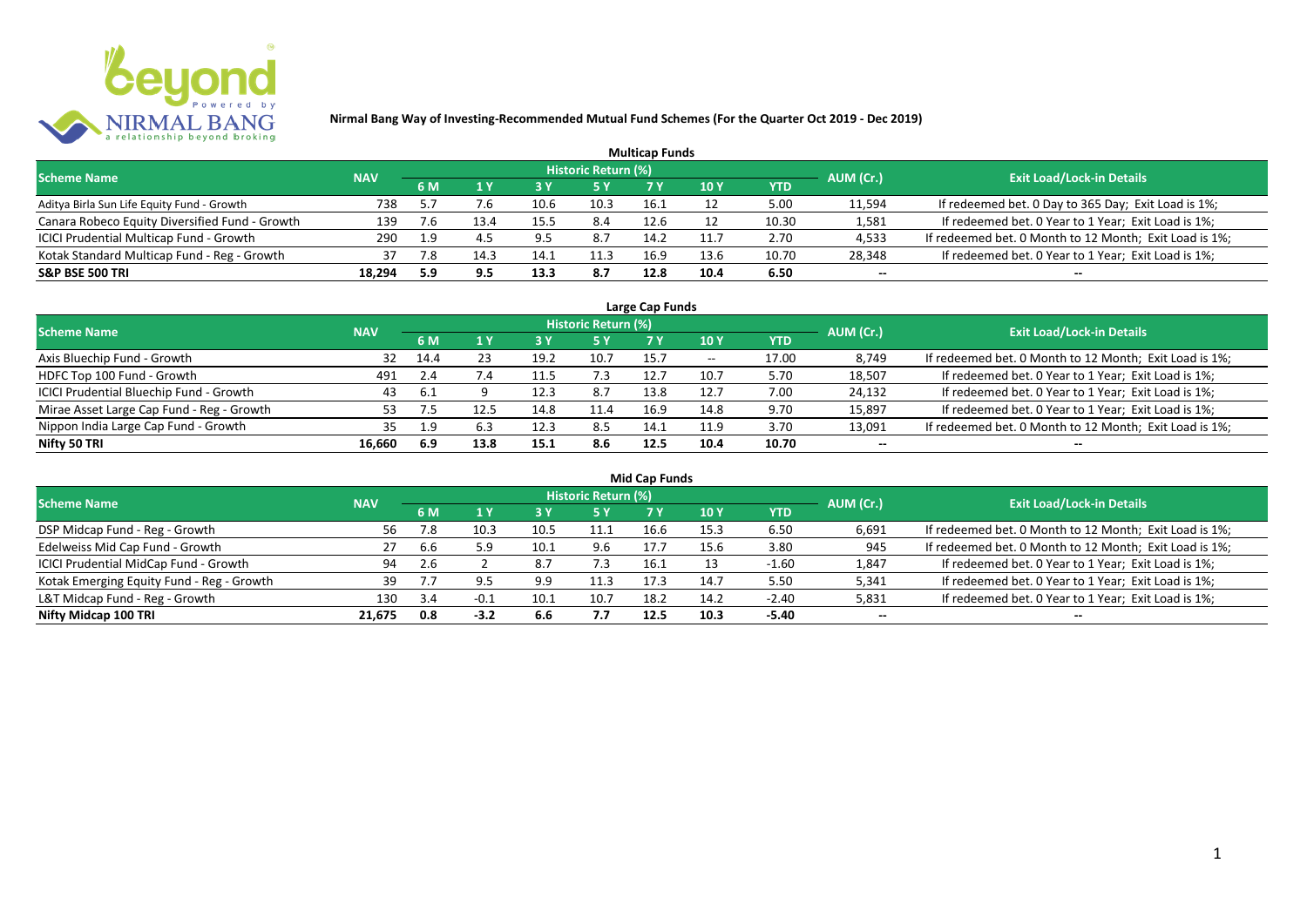**Nirmal Bang Way of Investing-Recommended Mutual Fund Schemes (For the Quarter Oct 2019 - Dec 2019)**

## Multicap Funds

| Scheme Name | NAV | Historic Return (%) | | | | | | | AUM (Cr.) | Exit Load/Lock-in Details |
|---|---|---|---|---|---|---|---|---|---|---|
| | | 6 M | 1 Y | 3 Y | 5 Y | 7 Y | 10 Y | YTD | | |
| Aditya Birla Sun Life Equity Fund - Growth | 738 | 5.7 | 7.6 | 10.6 | 10.3 | 16.1 | 12 | 5.00 | 11,594 | If redeemed bet. 0 Day to 365 Day; Exit Load is 1%; |
| Canara Robeco Equity Diversified Fund - Growth | 139 | 7.6 | 13.4 | 15.5 | 8.4 | 12.6 | 12 | 10.30 | 1,581 | If redeemed bet. 0 Year to 1 Year; Exit Load is 1%; |
| ICICI Prudential Multicap Fund - Growth | 290 | 1.9 | 4.5 | 9.5 | 8.7 | 14.2 | 11.7 | 2.70 | 4,533 | If redeemed bet. 0 Month to 12 Month; Exit Load is 1%; |
| Kotak Standard Multicap Fund - Reg - Growth | 37 | 7.8 | 14.3 | 14.1 | 11.3 | 16.9 | 13.6 | 10.70 | 28,348 | If redeemed bet. 0 Year to 1 Year; Exit Load is 1%; |
| **S&P BSE 500 TRI** | **18,294** | **5.9** | **9.5** | **13.3** | **8.7** | **12.8** | **10.4** | **6.50** | -- | -- |

## Large Cap Funds

| Scheme Name | NAV | Historic Return (%) | | | | | | | AUM (Cr.) | Exit Load/Lock-in Details |
|---|---|---|---|---|---|---|---|---|---|---|
| | | 6 M | 1 Y | 3 Y | 5 Y | 7 Y | 10 Y | YTD | | |
| Axis Bluechip Fund - Growth | 32 | 14.4 | 23 | 19.2 | 10.7 | 15.7 | -- | 17.00 | 8,749 | If redeemed bet. 0 Month to 12 Month; Exit Load is 1%; |
| HDFC Top 100 Fund - Growth | 491 | 2.4 | 7.4 | 11.5 | 7.3 | 12.7 | 10.7 | 5.70 | 18,507 | If redeemed bet. 0 Year to 1 Year; Exit Load is 1%; |
| ICICI Prudential Bluechip Fund - Growth | 43 | 6.1 | 9 | 12.3 | 8.7 | 13.8 | 12.7 | 7.00 | 24,132 | If redeemed bet. 0 Year to 1 Year; Exit Load is 1%; |
| Mirae Asset Large Cap Fund - Reg - Growth | 53 | 7.5 | 12.5 | 14.8 | 11.4 | 16.9 | 14.8 | 9.70 | 15,897 | If redeemed bet. 0 Year to 1 Year; Exit Load is 1%; |
| Nippon India Large Cap Fund - Growth | 35 | 1.9 | 6.3 | 12.3 | 8.5 | 14.1 | 11.9 | 3.70 | 13,091 | If redeemed bet. 0 Month to 12 Month; Exit Load is 1%; |
| **Nifty 50 TRI** | **16,660** | **6.9** | **13.8** | **15.1** | **8.6** | **12.5** | **10.4** | **10.70** | -- | -- |

## Mid Cap Funds

| Scheme Name | NAV | Historic Return (%) | | | | | | | AUM (Cr.) | Exit Load/Lock-in Details |
|---|---|---|---|---|---|---|---|---|---|---|
| | | 6 M | 1 Y | 3 Y | 5 Y | 7 Y | 10 Y | YTD | | |
| DSP Midcap Fund - Reg - Growth | 56 | 7.8 | 10.3 | 10.5 | 11.1 | 16.6 | 15.3 | 6.50 | 6,691 | If redeemed bet. 0 Month to 12 Month; Exit Load is 1%; |
| Edelweiss Mid Cap Fund - Growth | 27 | 6.6 | 5.9 | 10.1 | 9.6 | 17.7 | 15.6 | 3.80 | 945 | If redeemed bet. 0 Month to 12 Month; Exit Load is 1%; |
| ICICI Prudential MidCap Fund - Growth | 94 | 2.6 | 2 | 8.7 | 7.3 | 16.1 | 13 | -1.60 | 1,847 | If redeemed bet. 0 Year to 1 Year; Exit Load is 1%; |
| Kotak Emerging Equity Fund - Reg - Growth | 39 | 7.7 | 9.5 | 9.9 | 11.3 | 17.3 | 14.7 | 5.50 | 5,341 | If redeemed bet. 0 Year to 1 Year; Exit Load is 1%; |
| L&T Midcap Fund - Reg - Growth | 130 | 3.4 | -0.1 | 10.1 | 10.7 | 18.2 | 14.2 | -2.40 | 5,831 | If redeemed bet. 0 Year to 1 Year; Exit Load is 1%; |
| **Nifty Midcap 100 TRI** | **21,675** | **0.8** | **-3.2** | **6.6** | **7.7** | **12.5** | **10.3** | **-5.40** | -- | -- |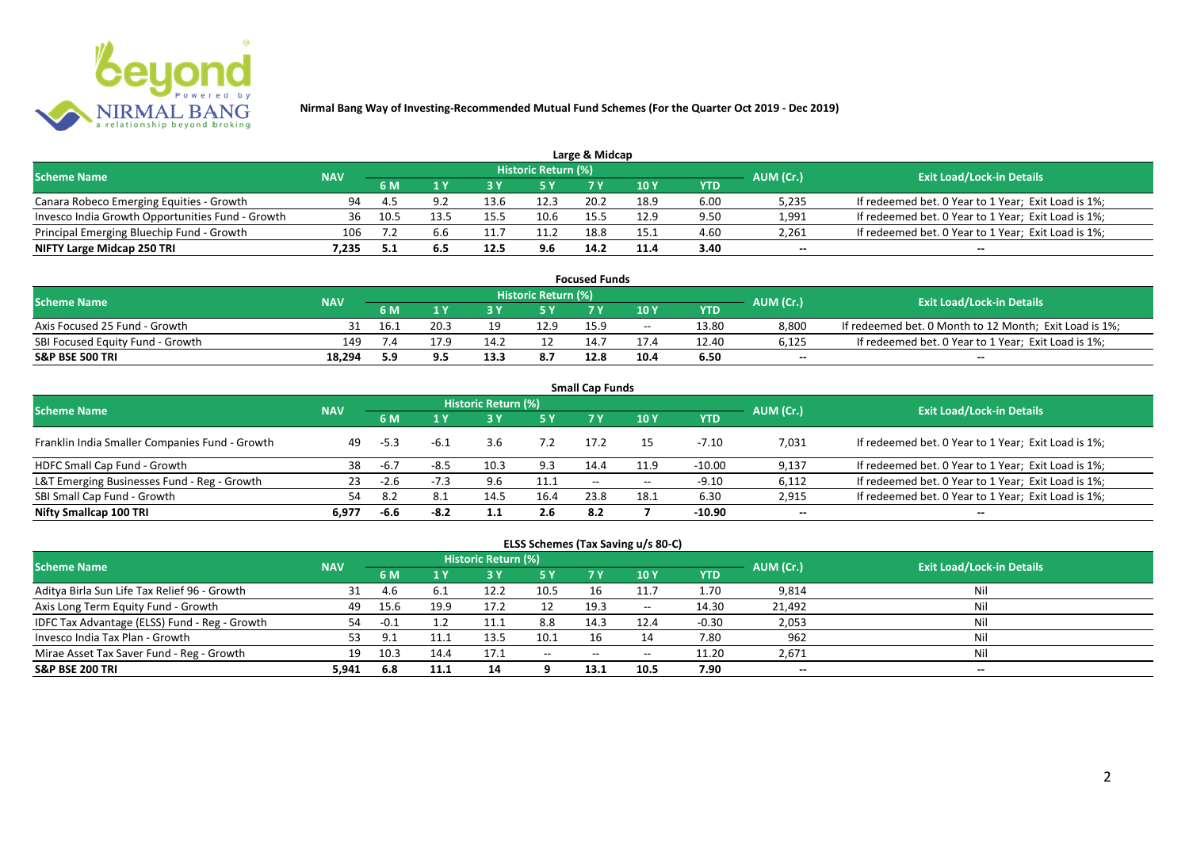**Nirmal Bang Way of Investing-Recommended Mutual Fund Schemes (For the Quarter Oct 2019 - Dec 2019)**

### Large & Midcap

| Scheme Name | NAV | Historic Return (%) | | | | | | | AUM (Cr.) | Exit Load/Lock-in Details |
|---|---|---|---|---|---|---|---|---|---|---|
| | | 6 M | 1 Y | 3 Y | 5 Y | 7 Y | 10 Y | YTD | | |
| Canara Robeco Emerging Equities - Growth | 94 | 4.5 | 9.2 | 13.6 | 12.3 | 20.2 | 18.9 | 6.00 | 5,235 | If redeemed bet. 0 Year to 1 Year; Exit Load is 1%; |
| Invesco India Growth Opportunities Fund - Growth | 36 | 10.5 | 13.5 | 15.5 | 10.6 | 15.5 | 12.9 | 9.50 | 1,991 | If redeemed bet. 0 Year to 1 Year; Exit Load is 1%; |
| Principal Emerging Bluechip Fund - Growth | 106 | 7.2 | 6.6 | 11.7 | 11.2 | 18.8 | 15.1 | 4.60 | 2,261 | If redeemed bet. 0 Year to 1 Year; Exit Load is 1%; |
| **NIFTY Large Midcap 250 TRI** | **7,235** | **5.1** | **6.5** | **12.5** | **9.6** | **14.2** | **11.4** | **3.40** | **--** | **--** |

### Focused Funds

| Scheme Name | NAV | Historic Return (%) | | | | | | | AUM (Cr.) | Exit Load/Lock-in Details |
|---|---|---|---|---|---|---|---|---|---|---|
| | | 6 M | 1 Y | 3 Y | 5 Y | 7 Y | 10 Y | YTD | | |
| Axis Focused 25 Fund - Growth | 31 | 16.1 | 20.3 | 19 | 12.9 | 15.9 | -- | 13.80 | 8,800 | If redeemed bet. 0 Month to 12 Month; Exit Load is 1%; |
| SBI Focused Equity Fund - Growth | 149 | 7.4 | 17.9 | 14.2 | 12 | 14.7 | 17.4 | 12.40 | 6,125 | If redeemed bet. 0 Year to 1 Year; Exit Load is 1%; |
| **S&P BSE 500 TRI** | **18,294** | **5.9** | **9.5** | **13.3** | **8.7** | **12.8** | **10.4** | **6.50** | **--** | **--** |

### Small Cap Funds

| Scheme Name | NAV | Historic Return (%) | | | | | | | AUM (Cr.) | Exit Load/Lock-in Details |
|---|---|---|---|---|---|---|---|---|---|---|
| | | 6 M | 1 Y | 3 Y | 5 Y | 7 Y | 10 Y | YTD | | |
| Franklin India Smaller Companies Fund - Growth | 49 | -5.3 | -6.1 | 3.6 | 7.2 | 17.2 | 15 | -7.10 | 7,031 | If redeemed bet. 0 Year to 1 Year; Exit Load is 1%; |
| HDFC Small Cap Fund - Growth | 38 | -6.7 | -8.5 | 10.3 | 9.3 | 14.4 | 11.9 | -10.00 | 9,137 | If redeemed bet. 0 Year to 1 Year; Exit Load is 1%; |
| L&T Emerging Businesses Fund - Reg - Growth | 23 | -2.6 | -7.3 | 9.6 | 11.1 | -- | -- | -9.10 | 6,112 | If redeemed bet. 0 Year to 1 Year; Exit Load is 1%; |
| SBI Small Cap Fund - Growth | 54 | 8.2 | 8.1 | 14.5 | 16.4 | 23.8 | 18.1 | 6.30 | 2,915 | If redeemed bet. 0 Year to 1 Year; Exit Load is 1%; |
| **Nifty Smallcap 100 TRI** | **6,977** | **-6.6** | **-8.2** | **1.1** | **2.6** | **8.2** | **7** | **-10.90** | **--** | **--** |

### ELSS Schemes (Tax Saving u/s 80-C)

| Scheme Name | NAV | Historic Return (%) | | | | | | | AUM (Cr.) | Exit Load/Lock-in Details |
|---|---|---|---|---|---|---|---|---|---|---|
| | | 6 M | 1 Y | 3 Y | 5 Y | 7 Y | 10 Y | YTD | | |
| Aditya Birla Sun Life Tax Relief 96 - Growth | 31 | 4.6 | 6.1 | 12.2 | 10.5 | 16 | 11.7 | 1.70 | 9,814 | Nil |
| Axis Long Term Equity Fund - Growth | 49 | 15.6 | 19.9 | 17.2 | 12 | 19.3 | -- | 14.30 | 21,492 | Nil |
| IDFC Tax Advantage (ELSS) Fund - Reg - Growth | 54 | -0.1 | 1.2 | 11.1 | 8.8 | 14.3 | 12.4 | -0.30 | 2,053 | Nil |
| Invesco India Tax Plan - Growth | 53 | 9.1 | 11.1 | 13.5 | 10.1 | 16 | 14 | 7.80 | 962 | Nil |
| Mirae Asset Tax Saver Fund - Reg - Growth | 19 | 10.3 | 14.4 | 17.1 | -- | -- | -- | 11.20 | 2,671 | Nil |
| **S&P BSE 200 TRI** | **5,941** | **6.8** | **11.1** | **14** | **9** | **13.1** | **10.5** | **7.90** | **--** | **--** |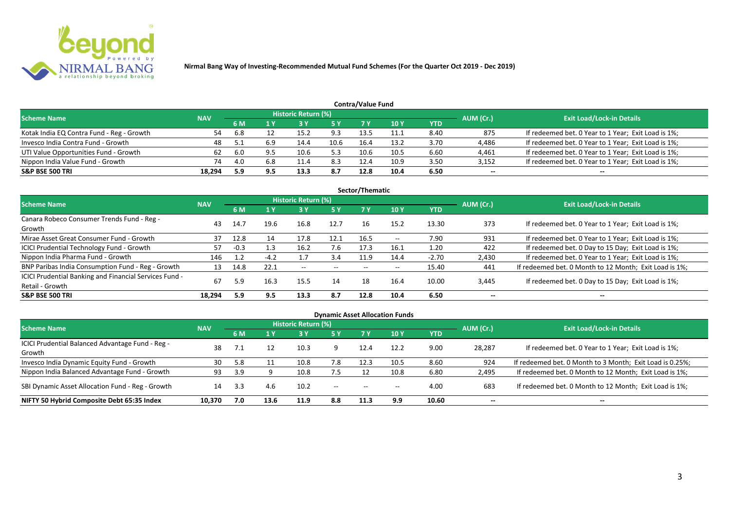**Nirmal Bang Way of Investing-Recommended Mutual Fund Schemes (For the Quarter Oct 2019 - Dec 2019)**

## Contra/Value Fund

| Scheme Name | NAV | Historic Return (%) | | | | | | | AUM (Cr.) | Exit Load/Lock-in Details |
|---|---|---|---|---|---|---|---|---|---|---|
| | | 6 M | 1 Y | 3 Y | 5 Y | 7 Y | 10 Y | YTD | | |
| Kotak India EQ Contra Fund - Reg - Growth | 54 | 6.8 | 12 | 15.2 | 9.3 | 13.5 | 11.1 | 8.40 | 875 | If redeemed bet. 0 Year to 1 Year; Exit Load is 1%; |
| Invesco India Contra Fund - Growth | 48 | 5.1 | 6.9 | 14.4 | 10.6 | 16.4 | 13.2 | 3.70 | 4,486 | If redeemed bet. 0 Year to 1 Year; Exit Load is 1%; |
| UTI Value Opportunities Fund - Growth | 62 | 6.0 | 9.5 | 10.6 | 5.3 | 10.6 | 10.5 | 6.60 | 4,461 | If redeemed bet. 0 Year to 1 Year; Exit Load is 1%; |
| Nippon India Value Fund - Growth | 74 | 4.0 | 6.8 | 11.4 | 8.3 | 12.4 | 10.9 | 3.50 | 3,152 | If redeemed bet. 0 Year to 1 Year; Exit Load is 1%; |
| **S&P BSE 500 TRI** | **18,294** | **5.9** | **9.5** | **13.3** | **8.7** | **12.8** | **10.4** | **6.50** | **--** | **--** |

## Sector/Thematic

| Scheme Name | NAV | Historic Return (%) | | | | | | | AUM (Cr.) | Exit Load/Lock-in Details |
|---|---|---|---|---|---|---|---|---|---|---|
| | | 6 M | 1 Y | 3 Y | 5 Y | 7 Y | 10 Y | YTD | | |
| Canara Robeco Consumer Trends Fund - Reg - Growth | 43 | 14.7 | 19.6 | 16.8 | 12.7 | 16 | 15.2 | 13.30 | 373 | If redeemed bet. 0 Year to 1 Year; Exit Load is 1%; |
| Mirae Asset Great Consumer Fund - Growth | 37 | 12.8 | 14 | 17.8 | 12.1 | 16.5 | -- | 7.90 | 931 | If redeemed bet. 0 Year to 1 Year; Exit Load is 1%; |
| ICICI Prudential Technology Fund - Growth | 57 | -0.3 | 1.3 | 16.2 | 7.6 | 17.3 | 16.1 | 1.20 | 422 | If redeemed bet. 0 Day to 15 Day; Exit Load is 1%; |
| Nippon India Pharma Fund - Growth | 146 | 1.2 | -4.2 | 1.7 | 3.4 | 11.9 | 14.4 | -2.70 | 2,430 | If redeemed bet. 0 Year to 1 Year; Exit Load is 1%; |
| BNP Paribas India Consumption Fund - Reg - Growth | 13 | 14.8 | 22.1 | -- | -- | -- | -- | 15.40 | 441 | If redeemed bet. 0 Month to 12 Month; Exit Load is 1%; |
| ICICI Prudential Banking and Financial Services Fund - Retail - Growth | 67 | 5.9 | 16.3 | 15.5 | 14 | 18 | 16.4 | 10.00 | 3,445 | If redeemed bet. 0 Day to 15 Day; Exit Load is 1%; |
| **S&P BSE 500 TRI** | **18,294** | **5.9** | **9.5** | **13.3** | **8.7** | **12.8** | **10.4** | **6.50** | **--** | **--** |

## Dynamic Asset Allocation Funds

| Scheme Name | NAV | Historic Return (%) | | | | | | | AUM (Cr.) | Exit Load/Lock-in Details |
|---|---|---|---|---|---|---|---|---|---|---|
| | | 6 M | 1 Y | 3 Y | 5 Y | 7 Y | 10 Y | YTD | | |
| ICICI Prudential Balanced Advantage Fund - Reg - Growth | 38 | 7.1 | 12 | 10.3 | 9 | 12.4 | 12.2 | 9.00 | 28,287 | If redeemed bet. 0 Year to 1 Year; Exit Load is 1%; |
| Invesco India Dynamic Equity Fund - Growth | 30 | 5.8 | 11 | 10.8 | 7.8 | 12.3 | 10.5 | 8.60 | 924 | If redeemed bet. 0 Month to 3 Month; Exit Load is 0.25%; |
| Nippon India Balanced Advantage Fund - Growth | 93 | 3.9 | 9 | 10.8 | 7.5 | 12 | 10.8 | 6.80 | 2,495 | If redeemed bet. 0 Month to 12 Month; Exit Load is 1%; |
| SBI Dynamic Asset Allocation Fund - Reg - Growth | 14 | 3.3 | 4.6 | 10.2 | -- | -- | -- | 4.00 | 683 | If redeemed bet. 0 Month to 12 Month; Exit Load is 1%; |
| **NIFTY 50 Hybrid Composite Debt 65:35 Index** | **10,370** | **7.0** | **13.6** | **11.9** | **8.8** | **11.3** | **9.9** | **10.60** | **--** | **--** |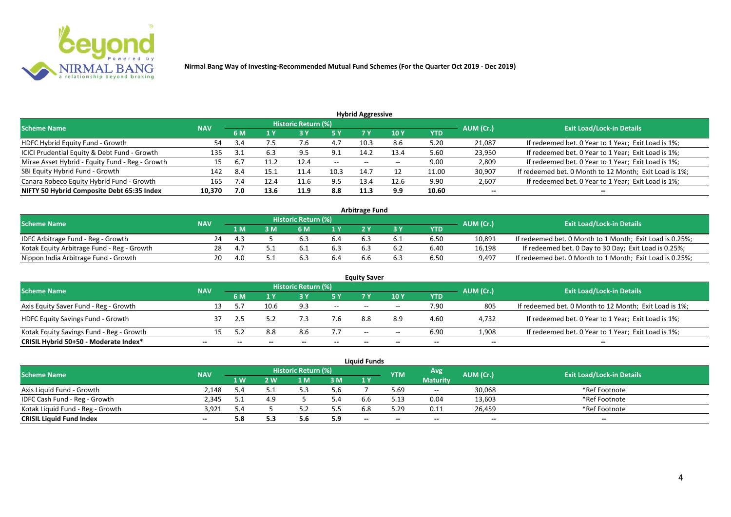**Nirmal Bang Way of Investing-Recommended Mutual Fund Schemes (For the Quarter Oct 2019 - Dec 2019)**

## Hybrid Aggressive

| Scheme Name | NAV | Historic Return (%) | | | | | | | AUM (Cr.) | Exit Load/Lock-in Details |
|---|---|---|---|---|---|---|---|---|---|---|
| | | 6 M | 1 Y | 3 Y | 5 Y | 7 Y | 10 Y | YTD | | |
| HDFC Hybrid Equity Fund - Growth | 54 | 3.4 | 7.5 | 7.6 | 4.7 | 10.3 | 8.6 | 5.20 | 21,087 | If redeemed bet. 0 Year to 1 Year; Exit Load is 1%; |
| ICICI Prudential Equity & Debt Fund - Growth | 135 | 3.1 | 6.3 | 9.5 | 9.1 | 14.2 | 13.4 | 5.60 | 23,950 | If redeemed bet. 0 Year to 1 Year; Exit Load is 1%; |
| Mirae Asset Hybrid - Equity Fund - Reg - Growth | 15 | 6.7 | 11.2 | 12.4 | -- | -- | -- | 9.00 | 2,809 | If redeemed bet. 0 Year to 1 Year; Exit Load is 1%; |
| SBI Equity Hybrid Fund - Growth | 142 | 8.4 | 15.1 | 11.4 | 10.3 | 14.7 | 12 | 11.00 | 30,907 | If redeemed bet. 0 Month to 12 Month; Exit Load is 1%; |
| Canara Robeco Equity Hybrid Fund - Growth | 165 | 7.4 | 12.4 | 11.6 | 9.5 | 13.4 | 12.6 | 9.90 | 2,607 | If redeemed bet. 0 Year to 1 Year; Exit Load is 1%; |
| **NIFTY 50 Hybrid Composite Debt 65:35 Index** | **10,370** | **7.0** | **13.6** | **11.9** | **8.8** | **11.3** | **9.9** | **10.60** | **--** | **--** |

## Arbitrage Fund

| Scheme Name | NAV | Historic Return (%) | | | | | | | AUM (Cr.) | Exit Load/Lock-in Details |
|---|---|---|---|---|---|---|---|---|---|---|
| | | 1 M | 3 M | 6 M | 1 Y | 2 Y | 3 Y | YTD | | |
| IDFC Arbitrage Fund - Reg - Growth | 24 | 4.3 | 5 | 6.3 | 6.4 | 6.3 | 6.1 | 6.50 | 10,891 | If redeemed bet. 0 Month to 1 Month; Exit Load is 0.25%; |
| Kotak Equity Arbitrage Fund - Reg - Growth | 28 | 4.7 | 5.1 | 6.1 | 6.3 | 6.3 | 6.2 | 6.40 | 16,198 | If redeemed bet. 0 Day to 30 Day; Exit Load is 0.25%; |
| Nippon India Arbitrage Fund - Growth | 20 | 4.0 | 5.1 | 6.3 | 6.4 | 6.6 | 6.3 | 6.50 | 9,497 | If redeemed bet. 0 Month to 1 Month; Exit Load is 0.25%; |

## Equity Saver

| Scheme Name | NAV | Historic Return (%) | | | | | | | AUM (Cr.) | Exit Load/Lock-in Details |
|---|---|---|---|---|---|---|---|---|---|---|
| | | 6 M | 1 Y | 3 Y | 5 Y | 7 Y | 10 Y | YTD | | |
| Axis Equity Saver Fund - Reg - Growth | 13 | 5.7 | 10.6 | 9.3 | -- | -- | -- | 7.90 | 805 | If redeemed bet. 0 Month to 12 Month; Exit Load is 1%; |
| HDFC Equity Savings Fund - Growth | 37 | 2.5 | 5.2 | 7.3 | 7.6 | 8.8 | 8.9 | 4.60 | 4,732 | If redeemed bet. 0 Year to 1 Year; Exit Load is 1%; |
| Kotak Equity Savings Fund - Reg - Growth | 15 | 5.2 | 8.8 | 8.6 | 7.7 | -- | -- | 6.90 | 1,908 | If redeemed bet. 0 Year to 1 Year; Exit Load is 1%; |
| **CRISIL Hybrid 50+50 - Moderate Index*** | **--** | **--** | **--** | **--** | **--** | **--** | **--** | **--** | **--** | **--** |

## Liquid Funds

| Scheme Name | NAV | Historic Return (%) | | | | | YTM | Avg Maturity | AUM (Cr.) | Exit Load/Lock-in Details |
|---|---|---|---|---|---|---|---|---|---|---|
| | | 1 W | 2 W | 1 M | 3 M | 1 Y | | | | |
| Axis Liquid Fund - Growth | 2,148 | 5.4 | 5.1 | 5.3 | 5.6 | 7 | 5.69 | -- | 30,068 | *Ref Footnote |
| IDFC Cash Fund - Reg - Growth | 2,345 | 5.1 | 4.9 | 5 | 5.4 | 6.6 | 5.13 | 0.04 | 13,603 | *Ref Footnote |
| Kotak Liquid Fund - Reg - Growth | 3,921 | 5.4 | 5 | 5.2 | 5.5 | 6.8 | 5.29 | 0.11 | 26,459 | *Ref Footnote |
| **CRISIL Liquid Fund Index** | **--** | **5.8** | **5.3** | **5.6** | **5.9** | **--** | **--** | **--** | **--** | **--** |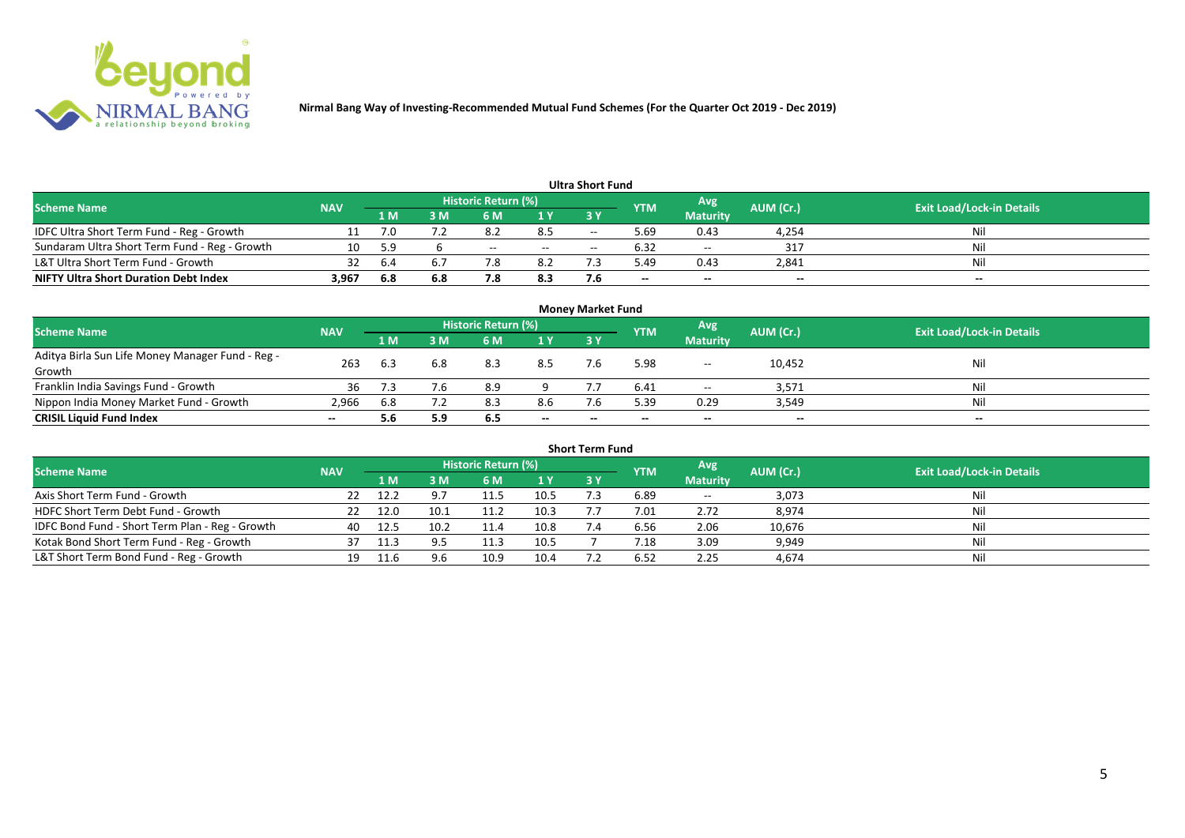Nirmal Bang Way of Investing-Recommended Mutual Fund Schemes (For the Quarter Oct 2019 - Dec 2019)

### Ultra Short Fund

| Scheme Name | NAV | Historic Return (%) | | | | | YTM | Avg Maturity | AUM (Cr.) | Exit Load/Lock-in Details |
|---|---|---|---|---|---|---|---|---|---|---|
| | | 1 M | 3 M | 6 M | 1 Y | 3 Y | | | | |
| IDFC Ultra Short Term Fund - Reg - Growth | 11 | 7.0 | 7.2 | 8.2 | 8.5 | -- | 5.69 | 0.43 | 4,254 | Nil |
| Sundaram Ultra Short Term Fund - Reg - Growth | 10 | 5.9 | 6 | -- | -- | -- | 6.32 | -- | 317 | Nil |
| L&T Ultra Short Term Fund - Growth | 32 | 6.4 | 6.7 | 7.8 | 8.2 | 7.3 | 5.49 | 0.43 | 2,841 | Nil |
| **NIFTY Ultra Short Duration Debt Index** | **3,967** | **6.8** | **6.8** | **7.8** | **8.3** | **7.6** | **--** | **--** | **--** | **--** |

### Money Market Fund

| Scheme Name | NAV | Historic Return (%) | | | | | YTM | Avg Maturity | AUM (Cr.) | Exit Load/Lock-in Details |
|---|---|---|---|---|---|---|---|---|---|---|
| | | 1 M | 3 M | 6 M | 1 Y | 3 Y | | | | |
| Aditya Birla Sun Life Money Manager Fund - Reg - Growth | 263 | 6.3 | 6.8 | 8.3 | 8.5 | 7.6 | 5.98 | -- | 10,452 | Nil |
| Franklin India Savings Fund - Growth | 36 | 7.3 | 7.6 | 8.9 | 9 | 7.7 | 6.41 | -- | 3,571 | Nil |
| Nippon India Money Market Fund - Growth | 2,966 | 6.8 | 7.2 | 8.3 | 8.6 | 7.6 | 5.39 | 0.29 | 3,549 | Nil |
| **CRISIL Liquid Fund Index** | **--** | **5.6** | **5.9** | **6.5** | **--** | **--** | **--** | **--** | **--** | **--** |

### Short Term Fund

| Scheme Name | NAV | Historic Return (%) | | | | | YTM | Avg Maturity | AUM (Cr.) | Exit Load/Lock-in Details |
|---|---|---|---|---|---|---|---|---|---|---|
| | | 1 M | 3 M | 6 M | 1 Y | 3 Y | | | | |
| Axis Short Term Fund - Growth | 22 | 12.2 | 9.7 | 11.5 | 10.5 | 7.3 | 6.89 | -- | 3,073 | Nil |
| HDFC Short Term Debt Fund - Growth | 22 | 12.0 | 10.1 | 11.2 | 10.3 | 7.7 | 7.01 | 2.72 | 8,974 | Nil |
| IDFC Bond Fund - Short Term Plan - Reg - Growth | 40 | 12.5 | 10.2 | 11.4 | 10.8 | 7.4 | 6.56 | 2.06 | 10,676 | Nil |
| Kotak Bond Short Term Fund - Reg - Growth | 37 | 11.3 | 9.5 | 11.3 | 10.5 | 7 | 7.18 | 3.09 | 9,949 | Nil |
| L&T Short Term Bond Fund - Reg - Growth | 19 | 11.6 | 9.6 | 10.9 | 10.4 | 7.2 | 6.52 | 2.25 | 4,674 | Nil |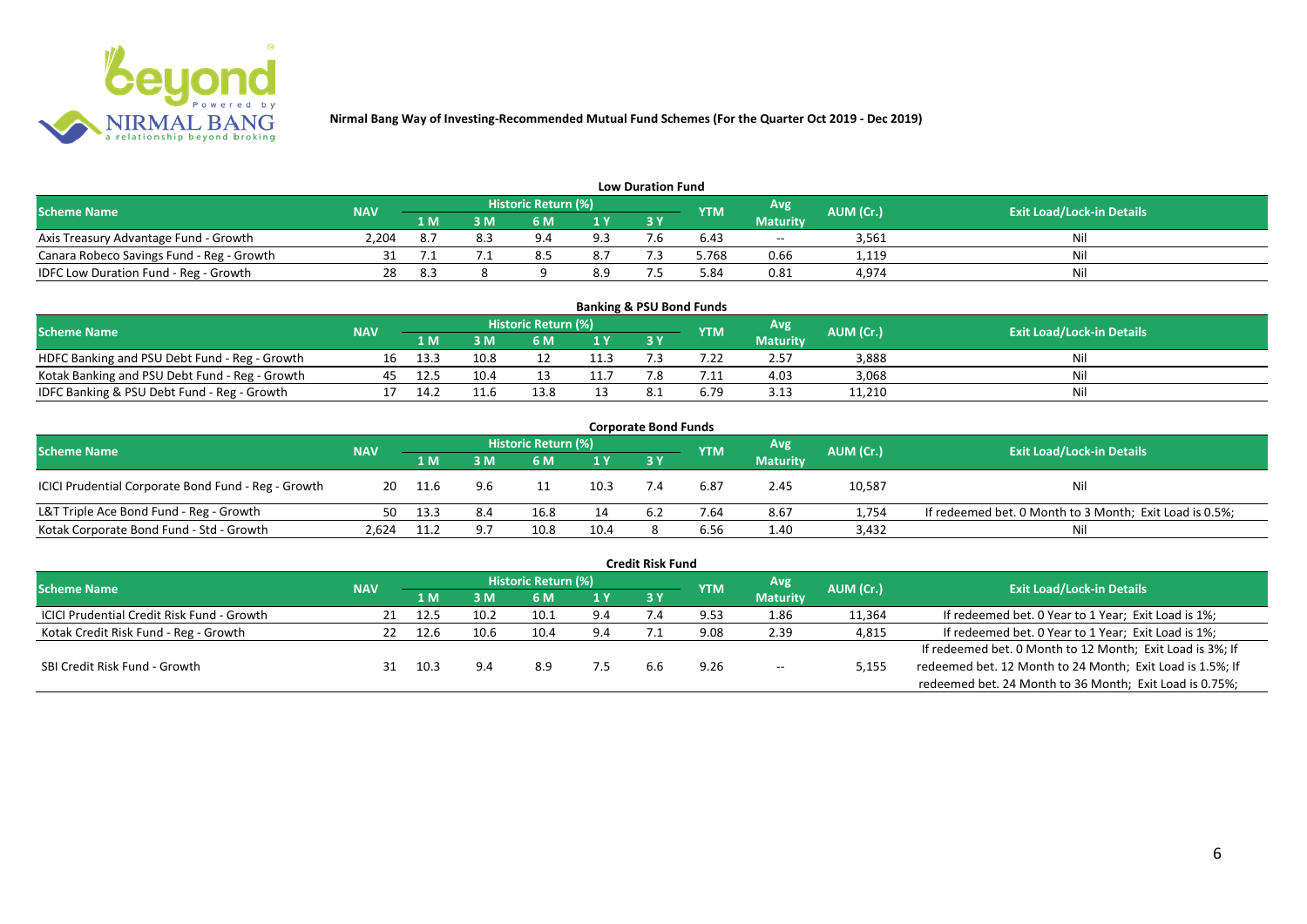**Nirmal Bang Way of Investing-Recommended Mutual Fund Schemes (For the Quarter Oct 2019 - Dec 2019)**

## Low Duration Fund

| Scheme Name | NAV | Historic Return (%) | | | | | YTM | Avg Maturity | AUM (Cr.) | Exit Load/Lock-in Details |
|---|---|---|---|---|---|---|---|---|---|---|
| | | 1 M | 3 M | 6 M | 1 Y | 3 Y | | | | |
| Axis Treasury Advantage Fund - Growth | 2,204 | 8.7 | 8.3 | 9.4 | 9.3 | 7.6 | 6.43 | -- | 3,561 | Nil |
| Canara Robeco Savings Fund - Reg - Growth | 31 | 7.1 | 7.1 | 8.5 | 8.7 | 7.3 | 5.768 | 0.66 | 1,119 | Nil |
| IDFC Low Duration Fund - Reg - Growth | 28 | 8.3 | 8 | 9 | 8.9 | 7.5 | 5.84 | 0.81 | 4,974 | Nil |

## Banking & PSU Bond Funds

| Scheme Name | NAV | Historic Return (%) | | | | | YTM | Avg Maturity | AUM (Cr.) | Exit Load/Lock-in Details |
|---|---|---|---|---|---|---|---|---|---|---|
| | | 1 M | 3 M | 6 M | 1 Y | 3 Y | | | | |
| HDFC Banking and PSU Debt Fund - Reg - Growth | 16 | 13.3 | 10.8 | 12 | 11.3 | 7.3 | 7.22 | 2.57 | 3,888 | Nil |
| Kotak Banking and PSU Debt Fund - Reg - Growth | 45 | 12.5 | 10.4 | 13 | 11.7 | 7.8 | 7.11 | 4.03 | 3,068 | Nil |
| IDFC Banking & PSU Debt Fund - Reg - Growth | 17 | 14.2 | 11.6 | 13.8 | 13 | 8.1 | 6.79 | 3.13 | 11,210 | Nil |

## Corporate Bond Funds

| Scheme Name | NAV | Historic Return (%) | | | | | YTM | Avg Maturity | AUM (Cr.) | Exit Load/Lock-in Details |
|---|---|---|---|---|---|---|---|---|---|---|
| | | 1 M | 3 M | 6 M | 1 Y | 3 Y | | | | |
| ICICI Prudential Corporate Bond Fund - Reg - Growth | 20 | 11.6 | 9.6 | 11 | 10.3 | 7.4 | 6.87 | 2.45 | 10,587 | Nil |
| L&T Triple Ace Bond Fund - Reg - Growth | 50 | 13.3 | 8.4 | 16.8 | 14 | 6.2 | 7.64 | 8.67 | 1,754 | If redeemed bet. 0 Month to 3 Month; Exit Load is 0.5%; |
| Kotak Corporate Bond Fund - Std - Growth | 2,624 | 11.2 | 9.7 | 10.8 | 10.4 | 8 | 6.56 | 1.40 | 3,432 | Nil |

## Credit Risk Fund

| Scheme Name | NAV | Historic Return (%) | | | | | YTM | Avg Maturity | AUM (Cr.) | Exit Load/Lock-in Details |
|---|---|---|---|---|---|---|---|---|---|---|
| | | 1 M | 3 M | 6 M | 1 Y | 3 Y | | | | |
| ICICI Prudential Credit Risk Fund - Growth | 21 | 12.5 | 10.2 | 10.1 | 9.4 | 7.4 | 9.53 | 1.86 | 11,364 | If redeemed bet. 0 Year to 1 Year; Exit Load is 1%; |
| Kotak Credit Risk Fund - Reg - Growth | 22 | 12.6 | 10.6 | 10.4 | 9.4 | 7.1 | 9.08 | 2.39 | 4,815 | If redeemed bet. 0 Year to 1 Year; Exit Load is 1%; |
| SBI Credit Risk Fund - Growth | 31 | 10.3 | 9.4 | 8.9 | 7.5 | 6.6 | 9.26 | -- | 5,155 | If redeemed bet. 0 Month to 12 Month; Exit Load is 3%; If redeemed bet. 12 Month to 24 Month; Exit Load is 1.5%; If redeemed bet. 24 Month to 36 Month; Exit Load is 0.75%; |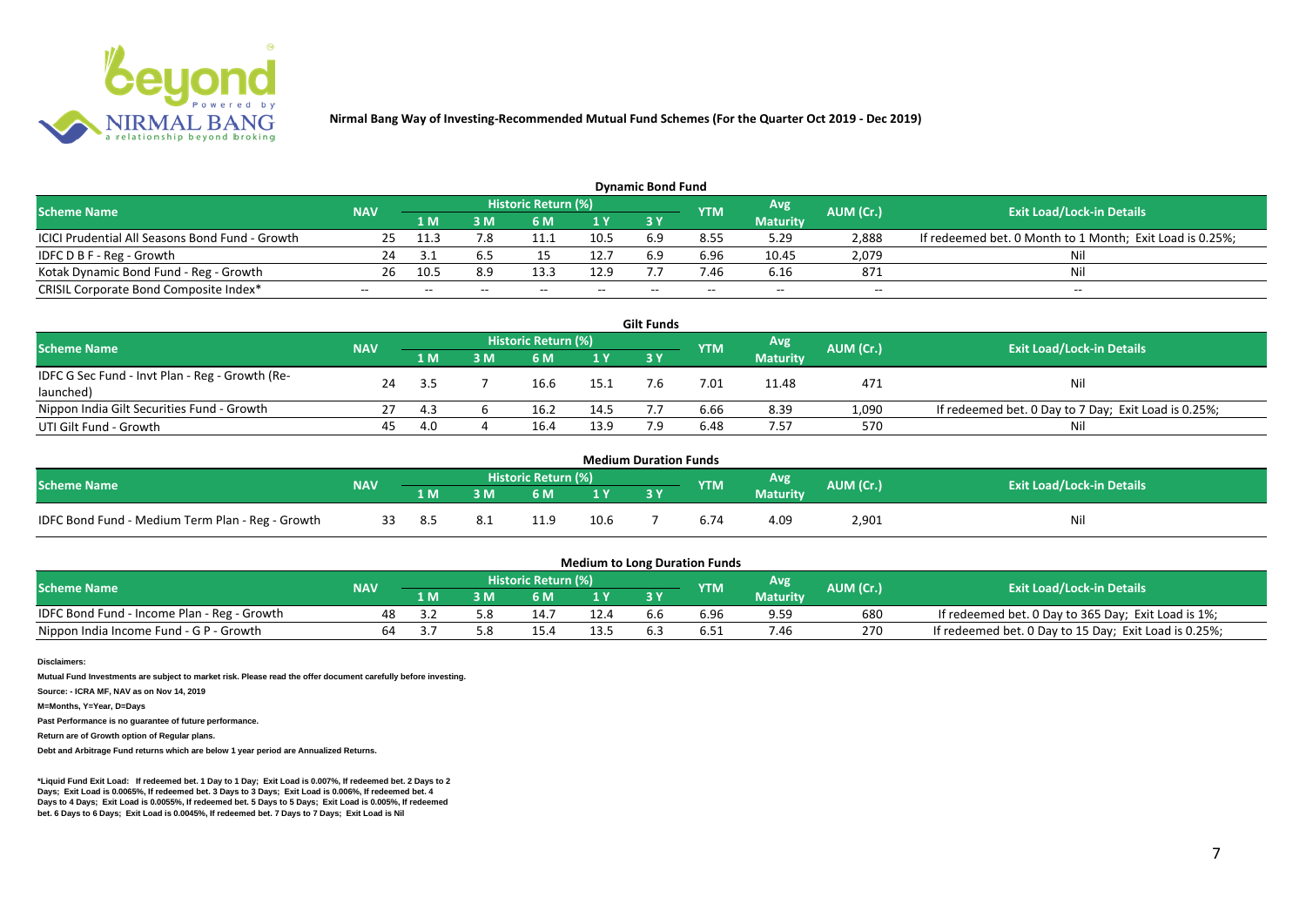**Nirmal Bang Way of Investing-Recommended Mutual Fund Schemes (For the Quarter Oct 2019 - Dec 2019)**

### Dynamic Bond Fund

| Scheme Name | NAV | Historic Return (%) | | | | | YTM | Avg Maturity | AUM (Cr.) | Exit Load/Lock-in Details |
|---|---|---|---|---|---|---|---|---|---|---|
| | | 1 M | 3 M | 6 M | 1 Y | 3 Y | | | | |
| ICICI Prudential All Seasons Bond Fund - Growth | 25 | 11.3 | 7.8 | 11.1 | 10.5 | 6.9 | 8.55 | 5.29 | 2,888 | If redeemed bet. 0 Month to 1 Month; Exit Load is 0.25%; |
| IDFC D B F - Reg - Growth | 24 | 3.1 | 6.5 | 15 | 12.7 | 6.9 | 6.96 | 10.45 | 2,079 | Nil |
| Kotak Dynamic Bond Fund - Reg - Growth | 26 | 10.5 | 8.9 | 13.3 | 12.9 | 7.7 | 7.46 | 6.16 | 871 | Nil |
| CRISIL Corporate Bond Composite Index* | -- | -- | -- | -- | -- | -- | -- | -- | -- | -- |

### Gilt Funds

| Scheme Name | NAV | Historic Return (%) | | | | | YTM | Avg Maturity | AUM (Cr.) | Exit Load/Lock-in Details |
|---|---|---|---|---|---|---|---|---|---|---|
| | | 1 M | 3 M | 6 M | 1 Y | 3 Y | | | | |
| IDFC G Sec Fund - Invt Plan - Reg - Growth (Re-launched) | 24 | 3.5 | 7 | 16.6 | 15.1 | 7.6 | 7.01 | 11.48 | 471 | Nil |
| Nippon India Gilt Securities Fund - Growth | 27 | 4.3 | 6 | 16.2 | 14.5 | 7.7 | 6.66 | 8.39 | 1,090 | If redeemed bet. 0 Day to 7 Day; Exit Load is 0.25%; |
| UTI Gilt Fund - Growth | 45 | 4.0 | 4 | 16.4 | 13.9 | 7.9 | 6.48 | 7.57 | 570 | Nil |

### Medium Duration Funds

| Scheme Name | NAV | Historic Return (%) | | | | | YTM | Avg Maturity | AUM (Cr.) | Exit Load/Lock-in Details |
|---|---|---|---|---|---|---|---|---|---|---|
| | | 1 M | 3 M | 6 M | 1 Y | 3 Y | | | | |
| IDFC Bond Fund - Medium Term Plan - Reg - Growth | 33 | 8.5 | 8.1 | 11.9 | 10.6 | 7 | 6.74 | 4.09 | 2,901 | Nil |

### Medium to Long Duration Funds

| Scheme Name | NAV | Historic Return (%) | | | | | YTM | Avg Maturity | AUM (Cr.) | Exit Load/Lock-in Details |
|---|---|---|---|---|---|---|---|---|---|---|
| | | 1 M | 3 M | 6 M | 1 Y | 3 Y | | | | |
| IDFC Bond Fund - Income Plan - Reg - Growth | 48 | 3.2 | 5.8 | 14.7 | 12.4 | 6.6 | 6.96 | 9.59 | 680 | If redeemed bet. 0 Day to 365 Day; Exit Load is 1%; |
| Nippon India Income Fund - G P - Growth | 64 | 3.7 | 5.8 | 15.4 | 13.5 | 6.3 | 6.51 | 7.46 | 270 | If redeemed bet. 0 Day to 15 Day; Exit Load is 0.25%; |

**Disclaimers:**

**Mutual Fund Investments are subject to market risk. Please read the offer document carefully before investing.**

**Source: - ICRA MF, NAV as on Nov 14, 2019**

**M=Months, Y=Year, D=Days**

**Past Performance is no guarantee of future performance.**

**Return are of Growth option of Regular plans.**

**Debt and Arbitrage Fund returns which are below 1 year period are Annualized Returns.**

**\*Liquid Fund Exit Load: If redeemed bet. 1 Day to 1 Day; Exit Load is 0.007%, If redeemed bet. 2 Days to 2 Days; Exit Load is 0.0065%, If redeemed bet. 3 Days to 3 Days; Exit Load is 0.006%, If redeemed bet. 4 Days to 4 Days; Exit Load is 0.0055%, If redeemed bet. 5 Days to 5 Days; Exit Load is 0.005%, If redeemed bet. 6 Days to 6 Days; Exit Load is 0.0045%, If redeemed bet. 7 Days to 7 Days; Exit Load is Nil**